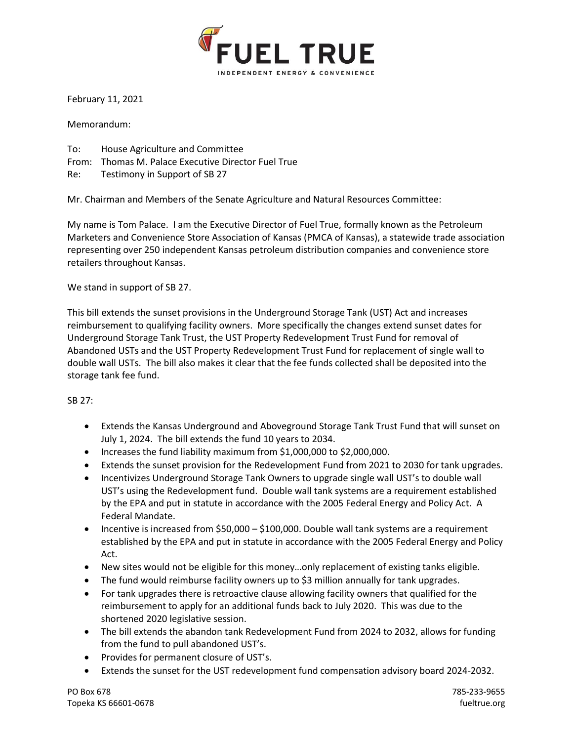# FUEL TRUE

INDEPENDENT ENERGY & CONVENIENCE

February 11, 2021

Memorandum:

To: House Agriculture and Committee
From: Thomas M. Palace Executive Director Fuel True
Re: Testimony in Support of SB 27

Mr. Chairman and Members of the Senate Agriculture and Natural Resources Committee:

My name is Tom Palace. I am the Executive Director of Fuel True, formally known as the Petroleum Marketers and Convenience Store Association of Kansas (PMCA of Kansas), a statewide trade association representing over 250 independent Kansas petroleum distribution companies and convenience store retailers throughout Kansas.

We stand in support of SB 27.

This bill extends the sunset provisions in the Underground Storage Tank (UST) Act and increases reimbursement to qualifying facility owners. More specifically the changes extend sunset dates for Underground Storage Tank Trust, the UST Property Redevelopment Trust Fund for removal of Abandoned USTs and the UST Property Redevelopment Trust Fund for replacement of single wall to double wall USTs. The bill also makes it clear that the fee funds collected shall be deposited into the storage tank fee fund.

SB 27:

- Extends the Kansas Underground and Aboveground Storage Tank Trust Fund that will sunset on July 1, 2024. The bill extends the fund 10 years to 2034.
- Increases the fund liability maximum from $1,000,000 to $2,000,000.
- Extends the sunset provision for the Redevelopment Fund from 2021 to 2030 for tank upgrades.
- Incentivizes Underground Storage Tank Owners to upgrade single wall UST's to double wall UST's using the Redevelopment fund. Double wall tank systems are a requirement established by the EPA and put in statute in accordance with the 2005 Federal Energy and Policy Act. A Federal Mandate.
- Incentive is increased from $50,000 – $100,000. Double wall tank systems are a requirement established by the EPA and put in statute in accordance with the 2005 Federal Energy and Policy Act.
- New sites would not be eligible for this money…only replacement of existing tanks eligible.
- The fund would reimburse facility owners up to $3 million annually for tank upgrades.
- For tank upgrades there is retroactive clause allowing facility owners that qualified for the reimbursement to apply for an additional funds back to July 2020. This was due to the shortened 2020 legislative session.
- The bill extends the abandon tank Redevelopment Fund from 2024 to 2032, allows for funding from the fund to pull abandoned UST's.
- Provides for permanent closure of UST's.
- Extends the sunset for the UST redevelopment fund compensation advisory board 2024-2032.

PO Box 678
Topeka KS 66601-0678

785-233-9655
fueltrue.org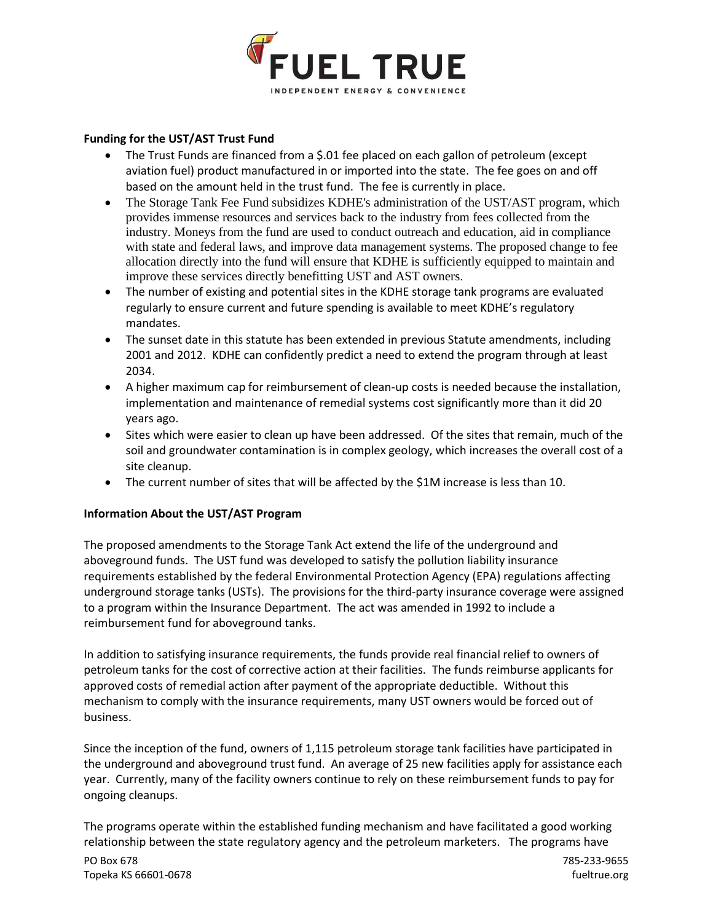**Funding for the UST/AST Trust Fund**

- The Trust Funds are financed from a $.01 fee placed on each gallon of petroleum (except aviation fuel) product manufactured in or imported into the state. The fee goes on and off based on the amount held in the trust fund. The fee is currently in place.
- The Storage Tank Fee Fund subsidizes KDHE's administration of the UST/AST program, which provides immense resources and services back to the industry from fees collected from the industry. Moneys from the fund are used to conduct outreach and education, aid in compliance with state and federal laws, and improve data management systems. The proposed change to fee allocation directly into the fund will ensure that KDHE is sufficiently equipped to maintain and improve these services directly benefitting UST and AST owners.
- The number of existing and potential sites in the KDHE storage tank programs are evaluated regularly to ensure current and future spending is available to meet KDHE's regulatory mandates.
- The sunset date in this statute has been extended in previous Statute amendments, including 2001 and 2012. KDHE can confidently predict a need to extend the program through at least 2034.
- A higher maximum cap for reimbursement of clean-up costs is needed because the installation, implementation and maintenance of remedial systems cost significantly more than it did 20 years ago.
- Sites which were easier to clean up have been addressed. Of the sites that remain, much of the soil and groundwater contamination is in complex geology, which increases the overall cost of a site cleanup.
- The current number of sites that will be affected by the $1M increase is less than 10.

**Information About the UST/AST Program**

The proposed amendments to the Storage Tank Act extend the life of the underground and aboveground funds. The UST fund was developed to satisfy the pollution liability insurance requirements established by the federal Environmental Protection Agency (EPA) regulations affecting underground storage tanks (USTs). The provisions for the third-party insurance coverage were assigned to a program within the Insurance Department. The act was amended in 1992 to include a reimbursement fund for aboveground tanks.

In addition to satisfying insurance requirements, the funds provide real financial relief to owners of petroleum tanks for the cost of corrective action at their facilities. The funds reimburse applicants for approved costs of remedial action after payment of the appropriate deductible. Without this mechanism to comply with the insurance requirements, many UST owners would be forced out of business.

Since the inception of the fund, owners of 1,115 petroleum storage tank facilities have participated in the underground and aboveground trust fund. An average of 25 new facilities apply for assistance each year. Currently, many of the facility owners continue to rely on these reimbursement funds to pay for ongoing cleanups.

The programs operate within the established funding mechanism and have facilitated a good working relationship between the state regulatory agency and the petroleum marketers. The programs have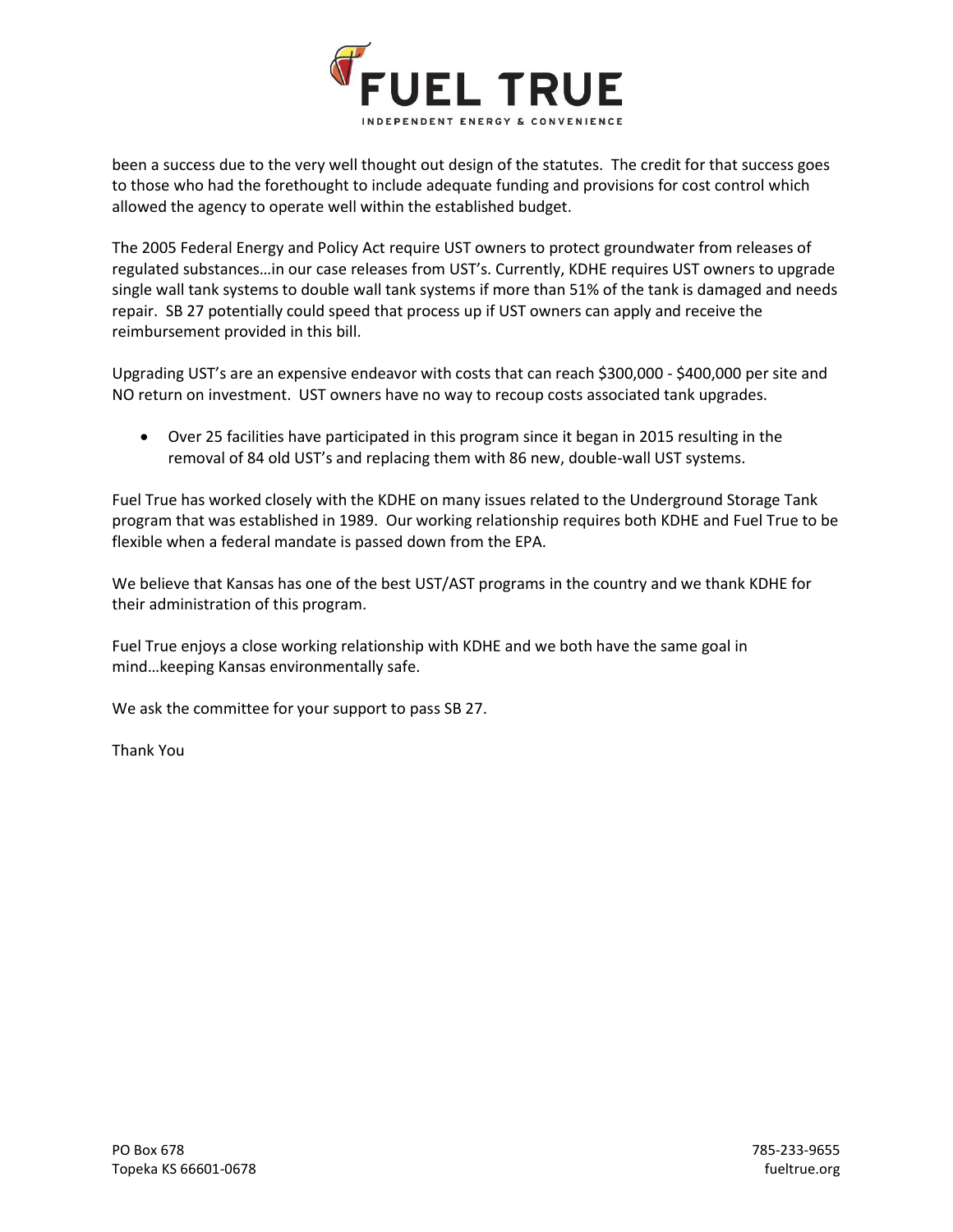been a success due to the very well thought out design of the statutes. The credit for that success goes to those who had the forethought to include adequate funding and provisions for cost control which allowed the agency to operate well within the established budget.

The 2005 Federal Energy and Policy Act require UST owners to protect groundwater from releases of regulated substances…in our case releases from UST's. Currently, KDHE requires UST owners to upgrade single wall tank systems to double wall tank systems if more than 51% of the tank is damaged and needs repair. SB 27 potentially could speed that process up if UST owners can apply and receive the reimbursement provided in this bill.

Upgrading UST's are an expensive endeavor with costs that can reach $300,000 - $400,000 per site and NO return on investment. UST owners have no way to recoup costs associated tank upgrades.

- Over 25 facilities have participated in this program since it began in 2015 resulting in the removal of 84 old UST's and replacing them with 86 new, double-wall UST systems.

Fuel True has worked closely with the KDHE on many issues related to the Underground Storage Tank program that was established in 1989. Our working relationship requires both KDHE and Fuel True to be flexible when a federal mandate is passed down from the EPA.

We believe that Kansas has one of the best UST/AST programs in the country and we thank KDHE for their administration of this program.

Fuel True enjoys a close working relationship with KDHE and we both have the same goal in mind…keeping Kansas environmentally safe.

We ask the committee for your support to pass SB 27.

Thank You

PO Box 678
Topeka KS 66601-0678

785-233-9655
fueltrue.org